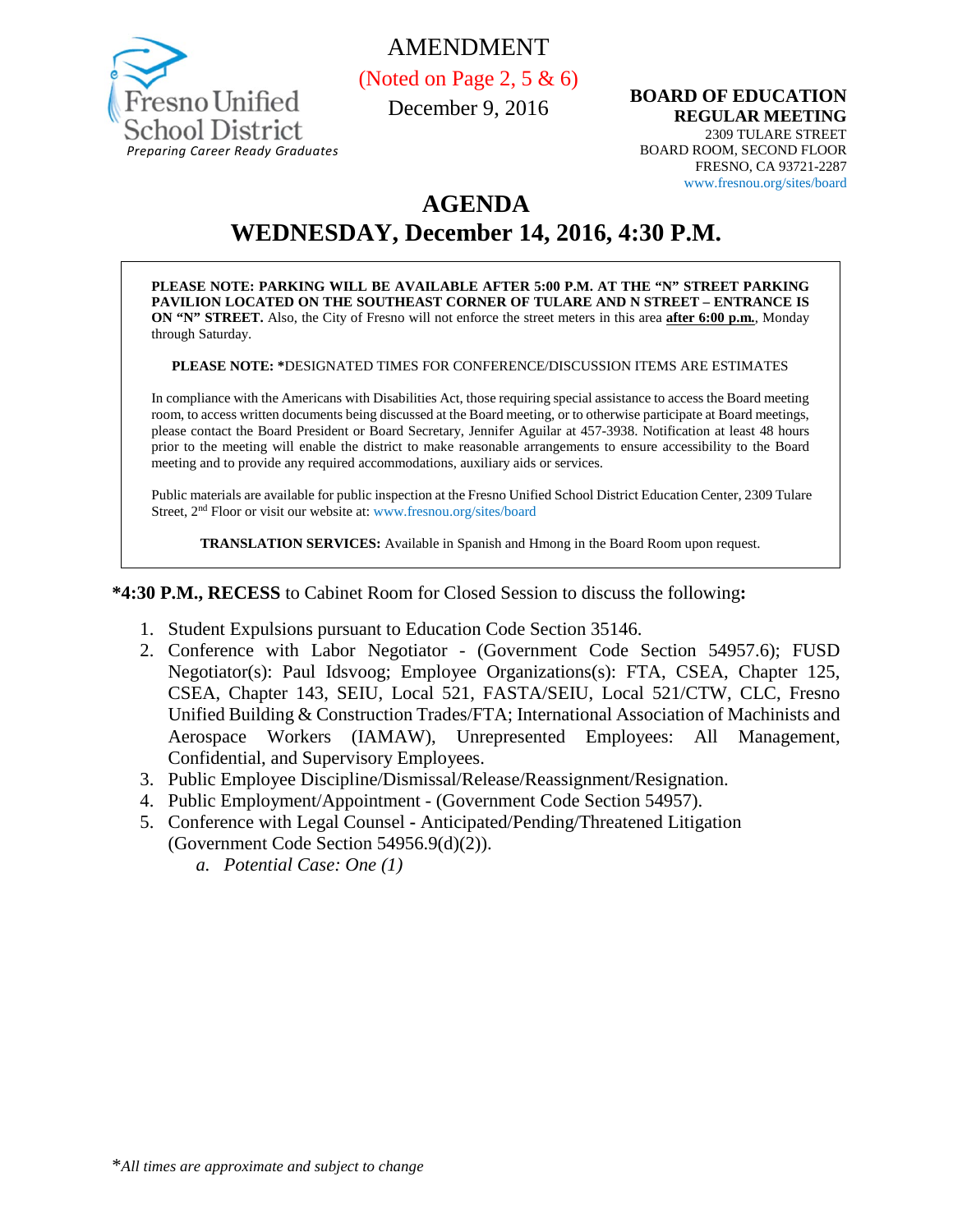Fresno Unified School District
*Preparing Career Ready Graduates*

AMENDMENT
(Noted on Page 2, 5 & 6)
December 9, 2016

**BOARD OF EDUCATION**
**REGULAR MEETING**
2309 TULARE STREET
BOARD ROOM, SECOND FLOOR
FRESNO, CA 93721-2287
www.fresnou.org/sites/board

# AGENDA
# WEDNESDAY, December 14, 2016, 4:30 P.M.

**PLEASE NOTE: PARKING WILL BE AVAILABLE AFTER 5:00 P.M. AT THE "N" STREET PARKING PAVILION LOCATED ON THE SOUTHEAST CORNER OF TULARE AND N STREET – ENTRANCE IS ON "N" STREET.** Also, the City of Fresno will not enforce the street meters in this area **after 6:00 p.m.**, Monday through Saturday.

**PLEASE NOTE: ***DESIGNATED TIMES FOR CONFERENCE/DISCUSSION ITEMS ARE ESTIMATES

In compliance with the Americans with Disabilities Act, those requiring special assistance to access the Board meeting room, to access written documents being discussed at the Board meeting, or to otherwise participate at Board meetings, please contact the Board President or Board Secretary, Jennifer Aguilar at 457-3938. Notification at least 48 hours prior to the meeting will enable the district to make reasonable arrangements to ensure accessibility to the Board meeting and to provide any required accommodations, auxiliary aids or services.

Public materials are available for public inspection at the Fresno Unified School District Education Center, 2309 Tulare Street, 2nd Floor or visit our website at: www.fresnou.org/sites/board

**TRANSLATION SERVICES:** Available in Spanish and Hmong in the Board Room upon request.

**\*4:30 P.M., RECESS** to Cabinet Room for Closed Session to discuss the following**:**

1. Student Expulsions pursuant to Education Code Section 35146.
2. Conference with Labor Negotiator - (Government Code Section 54957.6); FUSD Negotiator(s): Paul Idsvoog; Employee Organizations(s): FTA, CSEA, Chapter 125, CSEA, Chapter 143, SEIU, Local 521, FASTA/SEIU, Local 521/CTW, CLC, Fresno Unified Building & Construction Trades/FTA; International Association of Machinists and Aerospace Workers (IAMAW), Unrepresented Employees: All Management, Confidential, and Supervisory Employees.
3. Public Employee Discipline/Dismissal/Release/Reassignment/Resignation.
4. Public Employment/Appointment - (Government Code Section 54957).
5. Conference with Legal Counsel - Anticipated/Pending/Threatened Litigation (Government Code Section 54956.9(d)(2)).
    a. *Potential Case: One (1)*

*\*All times are approximate and subject to change*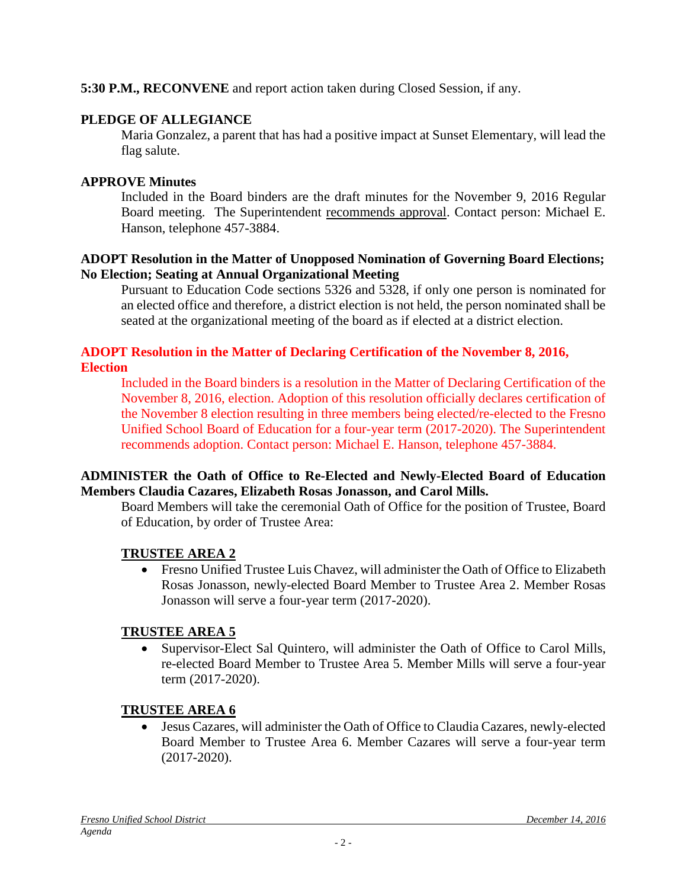**5:30 P.M., RECONVENE** and report action taken during Closed Session, if any.

**PLEDGE OF ALLEGIANCE**

Maria Gonzalez, a parent that has had a positive impact at Sunset Elementary, will lead the flag salute.

**APPROVE Minutes**

Included in the Board binders are the draft minutes for the November 9, 2016 Regular Board meeting. The Superintendent recommends approval. Contact person: Michael E. Hanson, telephone 457-3884.

**ADOPT Resolution in the Matter of Unopposed Nomination of Governing Board Elections; No Election; Seating at Annual Organizational Meeting**

Pursuant to Education Code sections 5326 and 5328, if only one person is nominated for an elected office and therefore, a district election is not held, the person nominated shall be seated at the organizational meeting of the board as if elected at a district election.

**ADOPT Resolution in the Matter of Declaring Certification of the November 8, 2016, Election**

Included in the Board binders is a resolution in the Matter of Declaring Certification of the November 8, 2016, election. Adoption of this resolution officially declares certification of the November 8 election resulting in three members being elected/re-elected to the Fresno Unified School Board of Education for a four-year term (2017-2020). The Superintendent recommends adoption. Contact person: Michael E. Hanson, telephone 457-3884.

**ADMINISTER the Oath of Office to Re-Elected and Newly-Elected Board of Education Members Claudia Cazares, Elizabeth Rosas Jonasson, and Carol Mills.**

Board Members will take the ceremonial Oath of Office for the position of Trustee, Board of Education, by order of Trustee Area:

**TRUSTEE AREA 2**

- Fresno Unified Trustee Luis Chavez, will administer the Oath of Office to Elizabeth Rosas Jonasson, newly-elected Board Member to Trustee Area 2. Member Rosas Jonasson will serve a four-year term (2017-2020).

**TRUSTEE AREA 5**

- Supervisor-Elect Sal Quintero, will administer the Oath of Office to Carol Mills, re-elected Board Member to Trustee Area 5. Member Mills will serve a four-year term (2017-2020).

**TRUSTEE AREA 6**

- Jesus Cazares, will administer the Oath of Office to Claudia Cazares, newly-elected Board Member to Trustee Area 6. Member Cazares will serve a four-year term (2017-2020).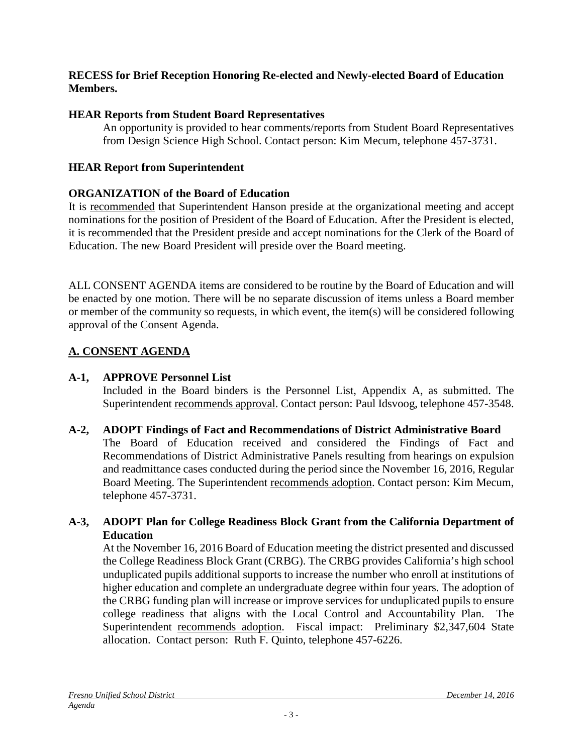**RECESS for Brief Reception Honoring Re-elected and Newly-elected Board of Education Members.**

**HEAR Reports from Student Board Representatives**

An opportunity is provided to hear comments/reports from Student Board Representatives from Design Science High School. Contact person: Kim Mecum, telephone 457-3731.

**HEAR Report from Superintendent**

**ORGANIZATION of the Board of Education**

It is recommended that Superintendent Hanson preside at the organizational meeting and accept nominations for the position of President of the Board of Education. After the President is elected, it is recommended that the President preside and accept nominations for the Clerk of the Board of Education. The new Board President will preside over the Board meeting.

ALL CONSENT AGENDA items are considered to be routine by the Board of Education and will be enacted by one motion. There will be no separate discussion of items unless a Board member or member of the community so requests, in which event, the item(s) will be considered following approval of the Consent Agenda.

## A. CONSENT AGENDA

**A-1, APPROVE Personnel List**

Included in the Board binders is the Personnel List, Appendix A, as submitted. The Superintendent recommends approval. Contact person: Paul Idsvoog, telephone 457-3548.

**A-2, ADOPT Findings of Fact and Recommendations of District Administrative Board**

The Board of Education received and considered the Findings of Fact and Recommendations of District Administrative Panels resulting from hearings on expulsion and readmittance cases conducted during the period since the November 16, 2016, Regular Board Meeting. The Superintendent recommends adoption. Contact person: Kim Mecum, telephone 457-3731.

**A-3, ADOPT Plan for College Readiness Block Grant from the California Department of Education**

At the November 16, 2016 Board of Education meeting the district presented and discussed the College Readiness Block Grant (CRBG). The CRBG provides California's high school unduplicated pupils additional supports to increase the number who enroll at institutions of higher education and complete an undergraduate degree within four years. The adoption of the CRBG funding plan will increase or improve services for unduplicated pupils to ensure college readiness that aligns with the Local Control and Accountability Plan. The Superintendent recommends adoption. Fiscal impact: Preliminary $2,347,604 State allocation. Contact person: Ruth F. Quinto, telephone 457-6226.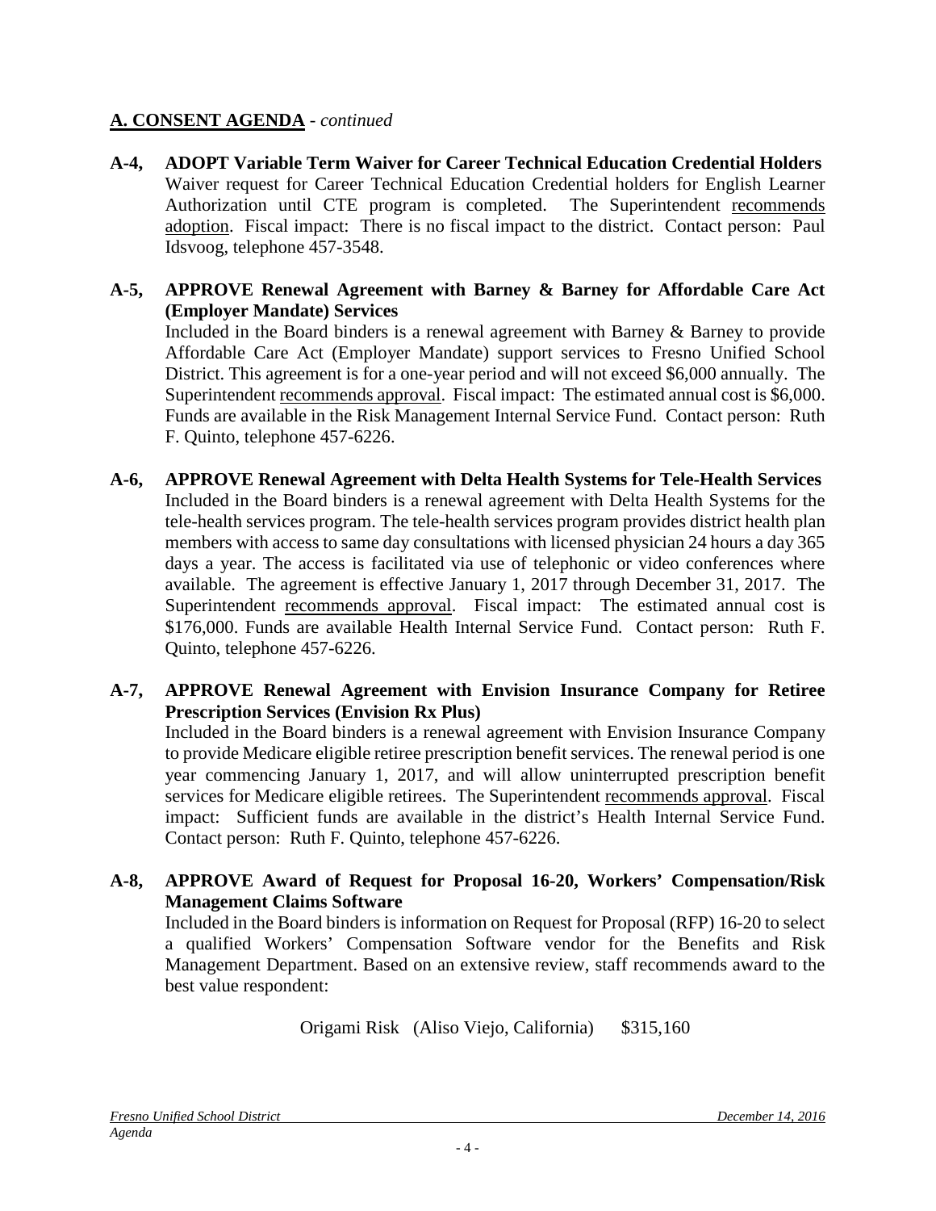## A. CONSENT AGENDA - *continued*

**A-4, ADOPT Variable Term Waiver for Career Technical Education Credential Holders**
Waiver request for Career Technical Education Credential holders for English Learner Authorization until CTE program is completed. The Superintendent recommends adoption. Fiscal impact: There is no fiscal impact to the district. Contact person: Paul Idsvoog, telephone 457-3548.

**A-5, APPROVE Renewal Agreement with Barney & Barney for Affordable Care Act (Employer Mandate) Services**
Included in the Board binders is a renewal agreement with Barney & Barney to provide Affordable Care Act (Employer Mandate) support services to Fresno Unified School District. This agreement is for a one-year period and will not exceed $6,000 annually. The Superintendent recommends approval. Fiscal impact: The estimated annual cost is $6,000. Funds are available in the Risk Management Internal Service Fund. Contact person: Ruth F. Quinto, telephone 457-6226.

**A-6, APPROVE Renewal Agreement with Delta Health Systems for Tele-Health Services**
Included in the Board binders is a renewal agreement with Delta Health Systems for the tele-health services program. The tele-health services program provides district health plan members with access to same day consultations with licensed physician 24 hours a day 365 days a year. The access is facilitated via use of telephonic or video conferences where available. The agreement is effective January 1, 2017 through December 31, 2017. The Superintendent recommends approval. Fiscal impact: The estimated annual cost is $176,000. Funds are available Health Internal Service Fund. Contact person: Ruth F. Quinto, telephone 457-6226.

**A-7, APPROVE Renewal Agreement with Envision Insurance Company for Retiree Prescription Services (Envision Rx Plus)**
Included in the Board binders is a renewal agreement with Envision Insurance Company to provide Medicare eligible retiree prescription benefit services. The renewal period is one year commencing January 1, 2017, and will allow uninterrupted prescription benefit services for Medicare eligible retirees. The Superintendent recommends approval. Fiscal impact: Sufficient funds are available in the district's Health Internal Service Fund. Contact person: Ruth F. Quinto, telephone 457-6226.

**A-8, APPROVE Award of Request for Proposal 16-20, Workers' Compensation/Risk Management Claims Software**
Included in the Board binders is information on Request for Proposal (RFP) 16-20 to select a qualified Workers' Compensation Software vendor for the Benefits and Risk Management Department. Based on an extensive review, staff recommends award to the best value respondent:

Origami Risk (Aliso Viejo, California) $315,160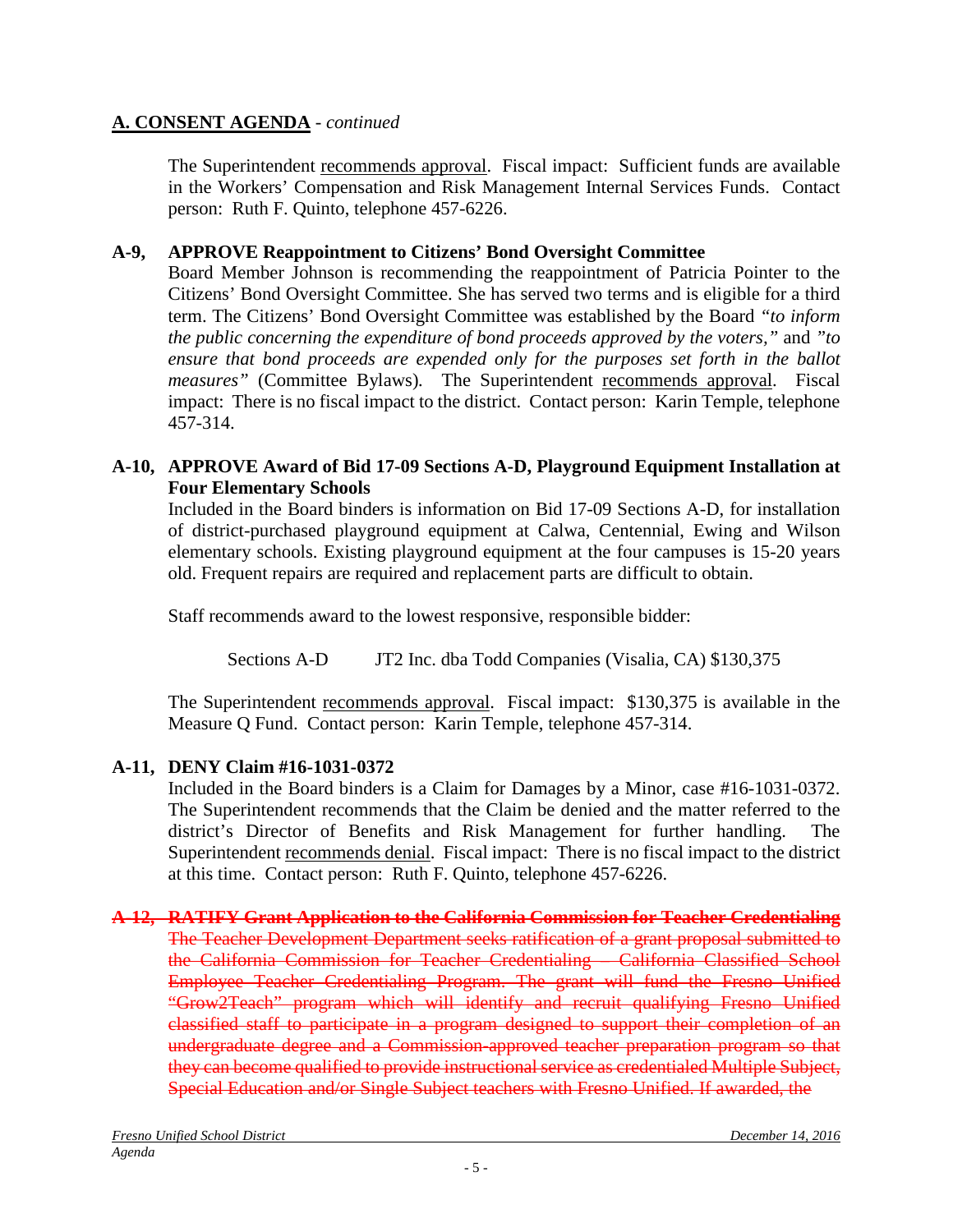## A. CONSENT AGENDA - *continued*

The Superintendent recommends approval. Fiscal impact: Sufficient funds are available in the Workers' Compensation and Risk Management Internal Services Funds. Contact person: Ruth F. Quinto, telephone 457-6226.

**A-9, APPROVE Reappointment to Citizens' Bond Oversight Committee**

Board Member Johnson is recommending the reappointment of Patricia Pointer to the Citizens' Bond Oversight Committee. She has served two terms and is eligible for a third term. The Citizens' Bond Oversight Committee was established by the Board *"to inform the public concerning the expenditure of bond proceeds approved by the voters,"* and *"to ensure that bond proceeds are expended only for the purposes set forth in the ballot measures"* (Committee Bylaws). The Superintendent recommends approval. Fiscal impact: There is no fiscal impact to the district. Contact person: Karin Temple, telephone 457-314.

**A-10, APPROVE Award of Bid 17-09 Sections A-D, Playground Equipment Installation at Four Elementary Schools**

Included in the Board binders is information on Bid 17-09 Sections A-D, for installation of district-purchased playground equipment at Calwa, Centennial, Ewing and Wilson elementary schools. Existing playground equipment at the four campuses is 15-20 years old. Frequent repairs are required and replacement parts are difficult to obtain.

Staff recommends award to the lowest responsive, responsible bidder:

Sections A-D JT2 Inc. dba Todd Companies (Visalia, CA) $130,375

The Superintendent recommends approval. Fiscal impact: $130,375 is available in the Measure Q Fund. Contact person: Karin Temple, telephone 457-314.

**A-11, DENY Claim #16-1031-0372**

Included in the Board binders is a Claim for Damages by a Minor, case #16-1031-0372. The Superintendent recommends that the Claim be denied and the matter referred to the district's Director of Benefits and Risk Management for further handling. The Superintendent recommends denial. Fiscal impact: There is no fiscal impact to the district at this time. Contact person: Ruth F. Quinto, telephone 457-6226.

~~**A-12, RATIFY Grant Application to the California Commission for Teacher Credentialing**~~

~~The Teacher Development Department seeks ratification of a grant proposal submitted to the California Commission for Teacher Credentialing – California Classified School Employee Teacher Credentialing Program. The grant will fund the Fresno Unified "Grow2Teach" program which will identify and recruit qualifying Fresno Unified classified staff to participate in a program designed to support their completion of an undergraduate degree and a Commission-approved teacher preparation program so that they can become qualified to provide instructional service as credentialed Multiple Subject, Special Education and/or Single Subject teachers with Fresno Unified. If awarded, the~~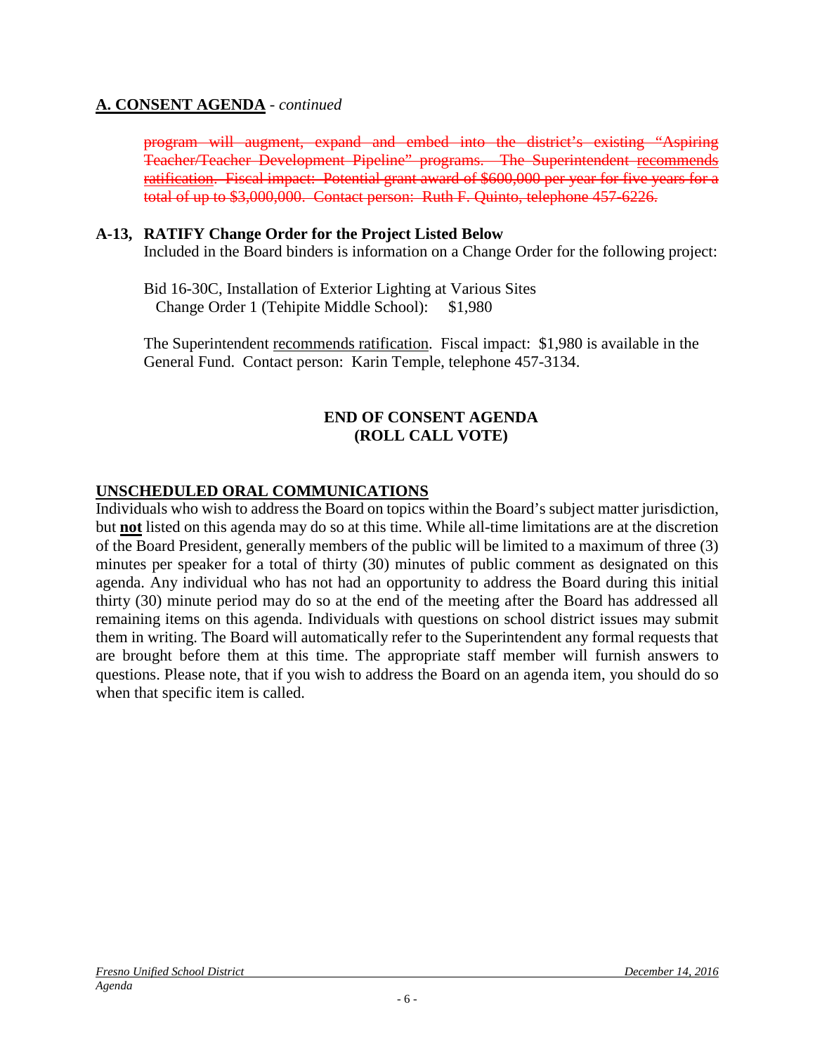## **A. CONSENT AGENDA** - *continued*

~~program will augment, expand and embed into the district's existing "Aspiring Teacher/Teacher Development Pipeline" programs. The Superintendent recommends ratification. Fiscal impact: Potential grant award of $600,000 per year for five years for a total of up to $3,000,000. Contact person: Ruth F. Quinto, telephone 457-6226.~~

**A-13, RATIFY Change Order for the Project Listed Below**

Included in the Board binders is information on a Change Order for the following project:

Bid 16-30C, Installation of Exterior Lighting at Various Sites
Change Order 1 (Tehipite Middle School): $1,980

The Superintendent recommends ratification. Fiscal impact: $1,980 is available in the General Fund. Contact person: Karin Temple, telephone 457-3134.

**END OF CONSENT AGENDA**
**(ROLL CALL VOTE)**

## **UNSCHEDULED ORAL COMMUNICATIONS**

Individuals who wish to address the Board on topics within the Board's subject matter jurisdiction, but **not** listed on this agenda may do so at this time. While all-time limitations are at the discretion of the Board President, generally members of the public will be limited to a maximum of three (3) minutes per speaker for a total of thirty (30) minutes of public comment as designated on this agenda. Any individual who has not had an opportunity to address the Board during this initial thirty (30) minute period may do so at the end of the meeting after the Board has addressed all remaining items on this agenda. Individuals with questions on school district issues may submit them in writing. The Board will automatically refer to the Superintendent any formal requests that are brought before them at this time. The appropriate staff member will furnish answers to questions. Please note, that if you wish to address the Board on an agenda item, you should do so when that specific item is called.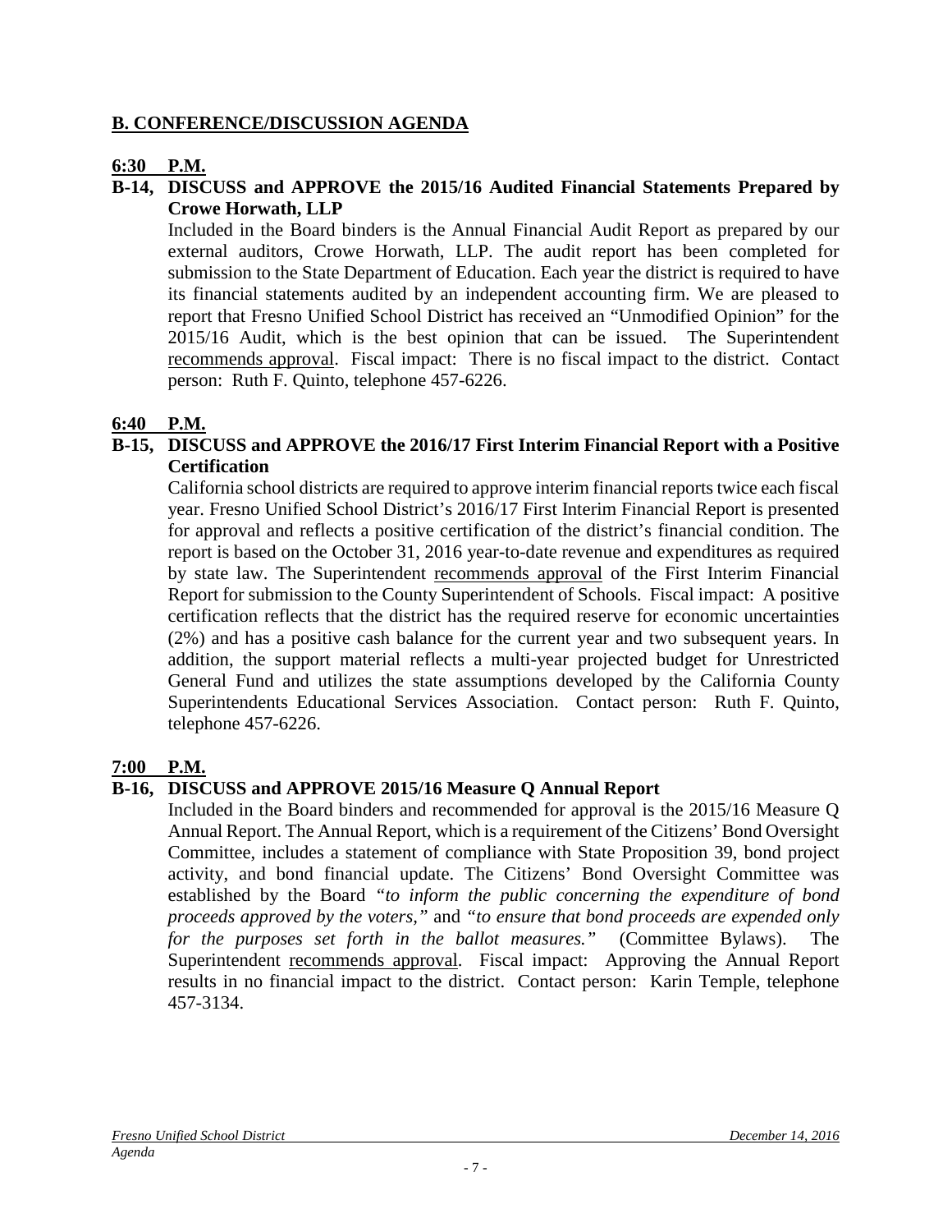## B. CONFERENCE/DISCUSSION AGENDA

**6:30 P.M.**

**B-14, DISCUSS and APPROVE the 2015/16 Audited Financial Statements Prepared by Crowe Horwath, LLP**

Included in the Board binders is the Annual Financial Audit Report as prepared by our external auditors, Crowe Horwath, LLP. The audit report has been completed for submission to the State Department of Education. Each year the district is required to have its financial statements audited by an independent accounting firm. We are pleased to report that Fresno Unified School District has received an "Unmodified Opinion" for the 2015/16 Audit, which is the best opinion that can be issued. The Superintendent recommends approval. Fiscal impact: There is no fiscal impact to the district. Contact person: Ruth F. Quinto, telephone 457-6226.

**6:40 P.M.**

**B-15, DISCUSS and APPROVE the 2016/17 First Interim Financial Report with a Positive Certification**

California school districts are required to approve interim financial reports twice each fiscal year. Fresno Unified School District's 2016/17 First Interim Financial Report is presented for approval and reflects a positive certification of the district's financial condition. The report is based on the October 31, 2016 year-to-date revenue and expenditures as required by state law. The Superintendent recommends approval of the First Interim Financial Report for submission to the County Superintendent of Schools. Fiscal impact: A positive certification reflects that the district has the required reserve for economic uncertainties (2%) and has a positive cash balance for the current year and two subsequent years. In addition, the support material reflects a multi-year projected budget for Unrestricted General Fund and utilizes the state assumptions developed by the California County Superintendents Educational Services Association. Contact person: Ruth F. Quinto, telephone 457-6226.

**7:00 P.M.**

**B-16, DISCUSS and APPROVE 2015/16 Measure Q Annual Report**

Included in the Board binders and recommended for approval is the 2015/16 Measure Q Annual Report. The Annual Report, which is a requirement of the Citizens' Bond Oversight Committee, includes a statement of compliance with State Proposition 39, bond project activity, and bond financial update. The Citizens' Bond Oversight Committee was established by the Board *"to inform the public concerning the expenditure of bond proceeds approved by the voters,"* and *"to ensure that bond proceeds are expended only for the purposes set forth in the ballot measures."* (Committee Bylaws). The Superintendent recommends approval. Fiscal impact: Approving the Annual Report results in no financial impact to the district. Contact person: Karin Temple, telephone 457-3134.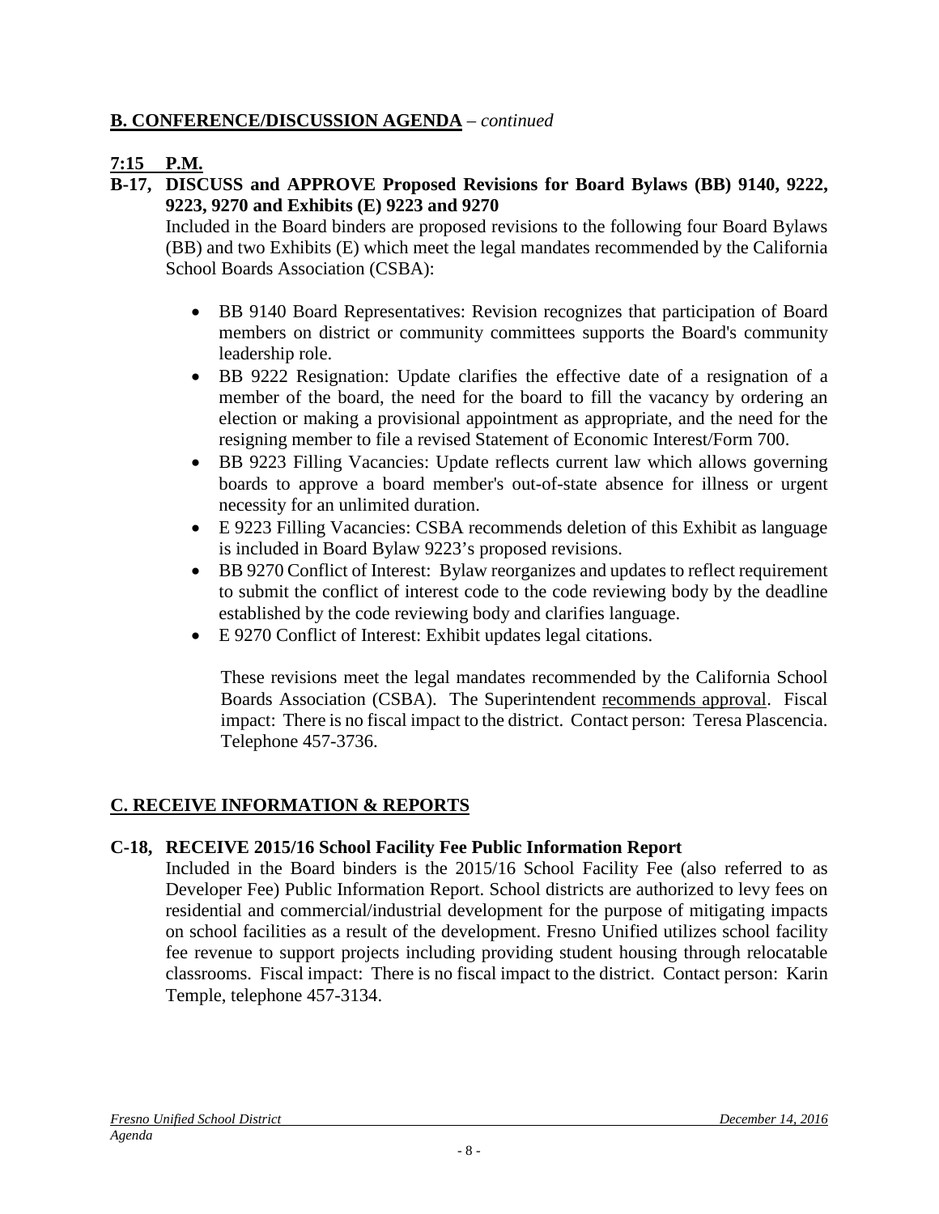## B. CONFERENCE/DISCUSSION AGENDA – *continued*

**7:15 P.M.**

**B-17, DISCUSS and APPROVE Proposed Revisions for Board Bylaws (BB) 9140, 9222, 9223, 9270 and Exhibits (E) 9223 and 9270**

Included in the Board binders are proposed revisions to the following four Board Bylaws (BB) and two Exhibits (E) which meet the legal mandates recommended by the California School Boards Association (CSBA):

- BB 9140 Board Representatives: Revision recognizes that participation of Board members on district or community committees supports the Board's community leadership role.
- BB 9222 Resignation: Update clarifies the effective date of a resignation of a member of the board, the need for the board to fill the vacancy by ordering an election or making a provisional appointment as appropriate, and the need for the resigning member to file a revised Statement of Economic Interest/Form 700.
- BB 9223 Filling Vacancies: Update reflects current law which allows governing boards to approve a board member's out-of-state absence for illness or urgent necessity for an unlimited duration.
- E 9223 Filling Vacancies: CSBA recommends deletion of this Exhibit as language is included in Board Bylaw 9223's proposed revisions.
- BB 9270 Conflict of Interest: Bylaw reorganizes and updates to reflect requirement to submit the conflict of interest code to the code reviewing body by the deadline established by the code reviewing body and clarifies language.
- E 9270 Conflict of Interest: Exhibit updates legal citations.

These revisions meet the legal mandates recommended by the California School Boards Association (CSBA). The Superintendent recommends approval. Fiscal impact: There is no fiscal impact to the district. Contact person: Teresa Plascencia. Telephone 457-3736.

## C. RECEIVE INFORMATION & REPORTS

**C-18, RECEIVE 2015/16 School Facility Fee Public Information Report**

Included in the Board binders is the 2015/16 School Facility Fee (also referred to as Developer Fee) Public Information Report. School districts are authorized to levy fees on residential and commercial/industrial development for the purpose of mitigating impacts on school facilities as a result of the development. Fresno Unified utilizes school facility fee revenue to support projects including providing student housing through relocatable classrooms. Fiscal impact: There is no fiscal impact to the district. Contact person: Karin Temple, telephone 457-3134.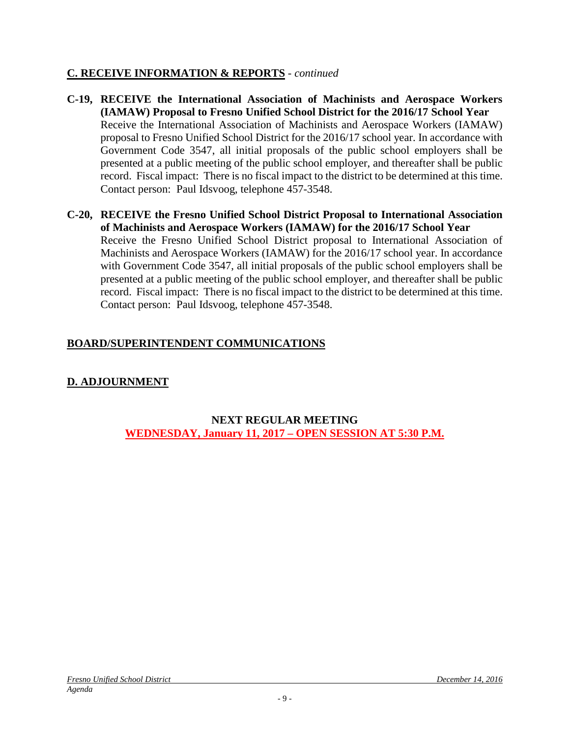## C. RECEIVE INFORMATION & REPORTS - *continued*

**C-19, RECEIVE the International Association of Machinists and Aerospace Workers (IAMAW) Proposal to Fresno Unified School District for the 2016/17 School Year**
Receive the International Association of Machinists and Aerospace Workers (IAMAW) proposal to Fresno Unified School District for the 2016/17 school year. In accordance with Government Code 3547, all initial proposals of the public school employers shall be presented at a public meeting of the public school employer, and thereafter shall be public record. Fiscal impact: There is no fiscal impact to the district to be determined at this time. Contact person: Paul Idsvoog, telephone 457-3548.

**C-20, RECEIVE the Fresno Unified School District Proposal to International Association of Machinists and Aerospace Workers (IAMAW) for the 2016/17 School Year**
Receive the Fresno Unified School District proposal to International Association of Machinists and Aerospace Workers (IAMAW) for the 2016/17 school year. In accordance with Government Code 3547, all initial proposals of the public school employers shall be presented at a public meeting of the public school employer, and thereafter shall be public record. Fiscal impact: There is no fiscal impact to the district to be determined at this time. Contact person: Paul Idsvoog, telephone 457-3548.

## BOARD/SUPERINTENDENT COMMUNICATIONS

## D. ADJOURNMENT

**NEXT REGULAR MEETING**
**WEDNESDAY, January 11, 2017 – OPEN SESSION AT 5:30 P.M.**